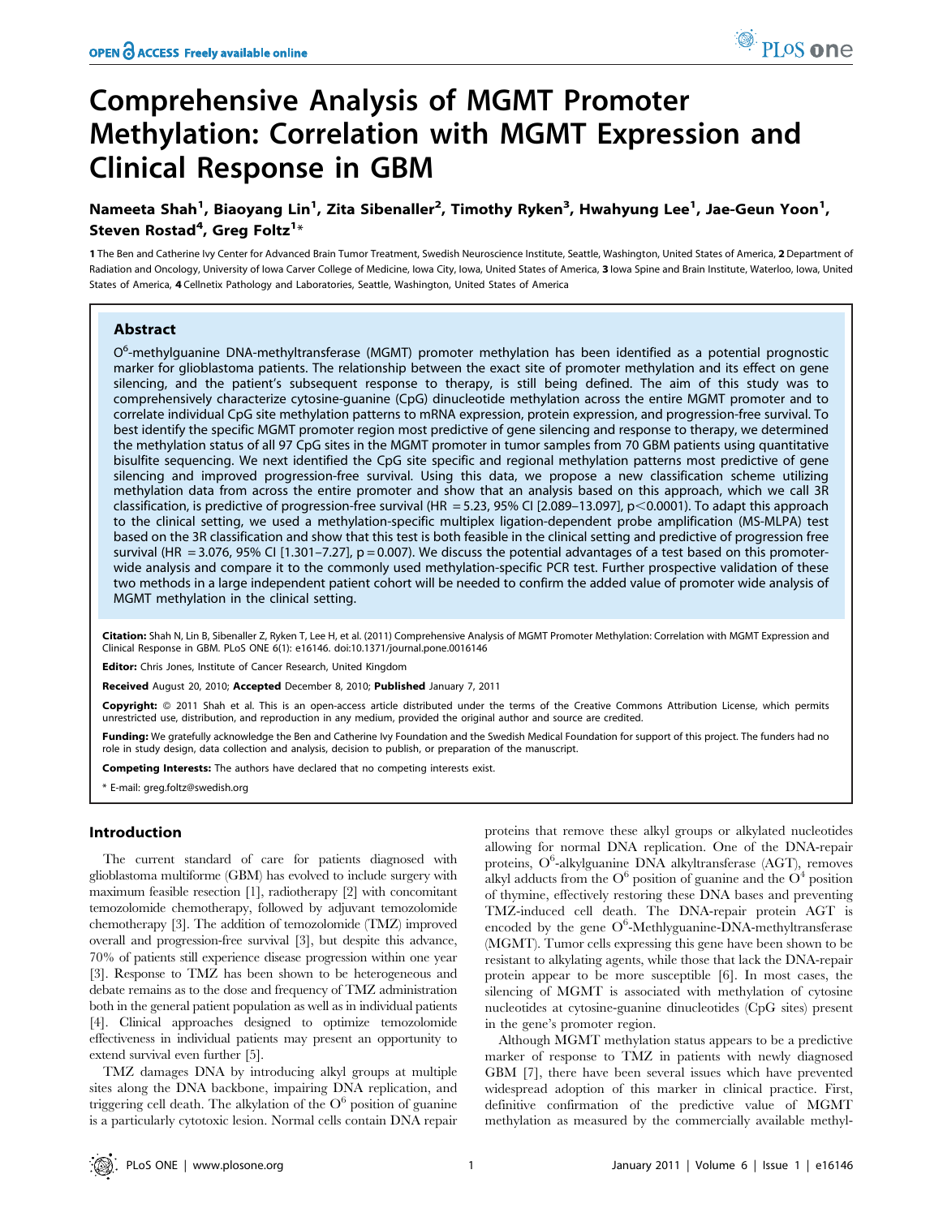# Comprehensive Analysis of MGMT Promoter Methylation: Correlation with MGMT Expression and Clinical Response in GBM

**Nameeta Shah[1], Biaoyang Lin[1], Zita Sibenaller[2], Timothy Ryken[3], Hwahyung Lee[1], Jae-Geun Yoon[1], Steven Rostad[4], Greg Foltz[1]***

1 The Ben and Catherine Ivy Center for Advanced Brain Tumor Treatment, Swedish Neuroscience Institute, Seattle, Washington, United States of America, 2 Department of Radiation and Oncology, University of Iowa Carver College of Medicine, Iowa City, Iowa, United States of America, 3 Iowa Spine and Brain Institute, Waterloo, Iowa, United States of America, 4 Cellnetix Pathology and Laboratories, Seattle, Washington, United States of America

## Abstract

$O^6$-methylguanine DNA-methyltransferase (MGMT) promoter methylation has been identified as a potential prognostic marker for glioblastoma patients. The relationship between the exact site of promoter methylation and its effect on gene silencing, and the patient's subsequent response to therapy, is still being defined. The aim of this study was to comprehensively characterize cytosine-guanine (CpG) dinucleotide methylation across the entire MGMT promoter and to correlate individual CpG site methylation patterns to mRNA expression, protein expression, and progression-free survival. To best identify the specific MGMT promoter region most predictive of gene silencing and response to therapy, we determined the methylation status of all 97 CpG sites in the MGMT promoter in tumor samples from 70 GBM patients using quantitative bisulfite sequencing. We next identified the CpG site specific and regional methylation patterns most predictive of gene silencing and improved progression-free survival. Using this data, we propose a new classification scheme utilizing methylation data from across the entire promoter and show that an analysis based on this approach, which we call 3R classification, is predictive of progression-free survival (HR = 5.23, 95% CI [2.089–13.097], $p<0.0001$). To adapt this approach to the clinical setting, we used a methylation-specific multiplex ligation-dependent probe amplification (MS-MLPA) test based on the 3R classification and show that this test is both feasible in the clinical setting and predictive of progression free survival (HR = 3.076, 95% CI [1.301–7.27], $p = 0.007$). We discuss the potential advantages of a test based on this promoter-wide analysis and compare it to the commonly used methylation-specific PCR test. Further prospective validation of these two methods in a large independent patient cohort will be needed to confirm the added value of promoter wide analysis of MGMT methylation in the clinical setting.

**Citation:** Shah N, Lin B, Sibenaller Z, Ryken T, Lee H, et al. (2011) Comprehensive Analysis of MGMT Promoter Methylation: Correlation with MGMT Expression and Clinical Response in GBM. PLoS ONE 6(1): e16146. doi:10.1371/journal.pone.0016146

**Editor:** Chris Jones, Institute of Cancer Research, United Kingdom

**Received** August 20, 2010; **Accepted** December 8, 2010; **Published** January 7, 2011

**Copyright:** © 2011 Shah et al. This is an open-access article distributed under the terms of the Creative Commons Attribution License, which permits unrestricted use, distribution, and reproduction in any medium, provided the original author and source are credited.

**Funding:** We gratefully acknowledge the Ben and Catherine Ivy Foundation and the Swedish Medical Foundation for support of this project. The funders had no role in study design, data collection and analysis, decision to publish, or preparation of the manuscript.

**Competing Interests:** The authors have declared that no competing interests exist.

* E-mail: greg.foltz@swedish.org

## Introduction

The current standard of care for patients diagnosed with glioblastoma multiforme (GBM) has evolved to include surgery with maximum feasible resection [1], radiotherapy [2] with concomitant temozolomide chemotherapy, followed by adjuvant temozolomide chemotherapy [3]. The addition of temozolomide (TMZ) improved overall and progression-free survival [3], but despite this advance, 70% of patients still experience disease progression within one year [3]. Response to TMZ has been shown to be heterogeneous and debate remains as to the dose and frequency of TMZ administration both in the general patient population as well as in individual patients [4]. Clinical approaches designed to optimize temozolomide effectiveness in individual patients may present an opportunity to extend survival even further [5].

TMZ damages DNA by introducing alkyl groups at multiple sites along the DNA backbone, impairing DNA replication, and triggering cell death. The alkylation of the $O^6$ position of guanine is a particularly cytotoxic lesion. Normal cells contain DNA repair proteins that remove these alkyl groups or alkylated nucleotides allowing for normal DNA replication. One of the DNA-repair proteins, $O^6$-alkylguanine DNA alkyltransferase (AGT), removes alkyl adducts from the $O^6$ position of guanine and the $O^4$ position of thymine, effectively restoring these DNA bases and preventing TMZ-induced cell death. The DNA-repair protein AGT is encoded by the gene $O^6$-Methlyguanine-DNA-methyltransferase (MGMT). Tumor cells expressing this gene have been shown to be resistant to alkylating agents, while those that lack the DNA-repair protein appear to be more susceptible [6]. In most cases, the silencing of MGMT is associated with methylation of cytosine nucleotides at cytosine-guanine dinucleotides (CpG sites) present in the gene's promoter region.

Although MGMT methylation status appears to be a predictive marker of response to TMZ in patients with newly diagnosed GBM [7], there have been several issues which have prevented widespread adoption of this marker in clinical practice. First, definitive confirmation of the predictive value of MGMT methylation as measured by the commercially available methyl-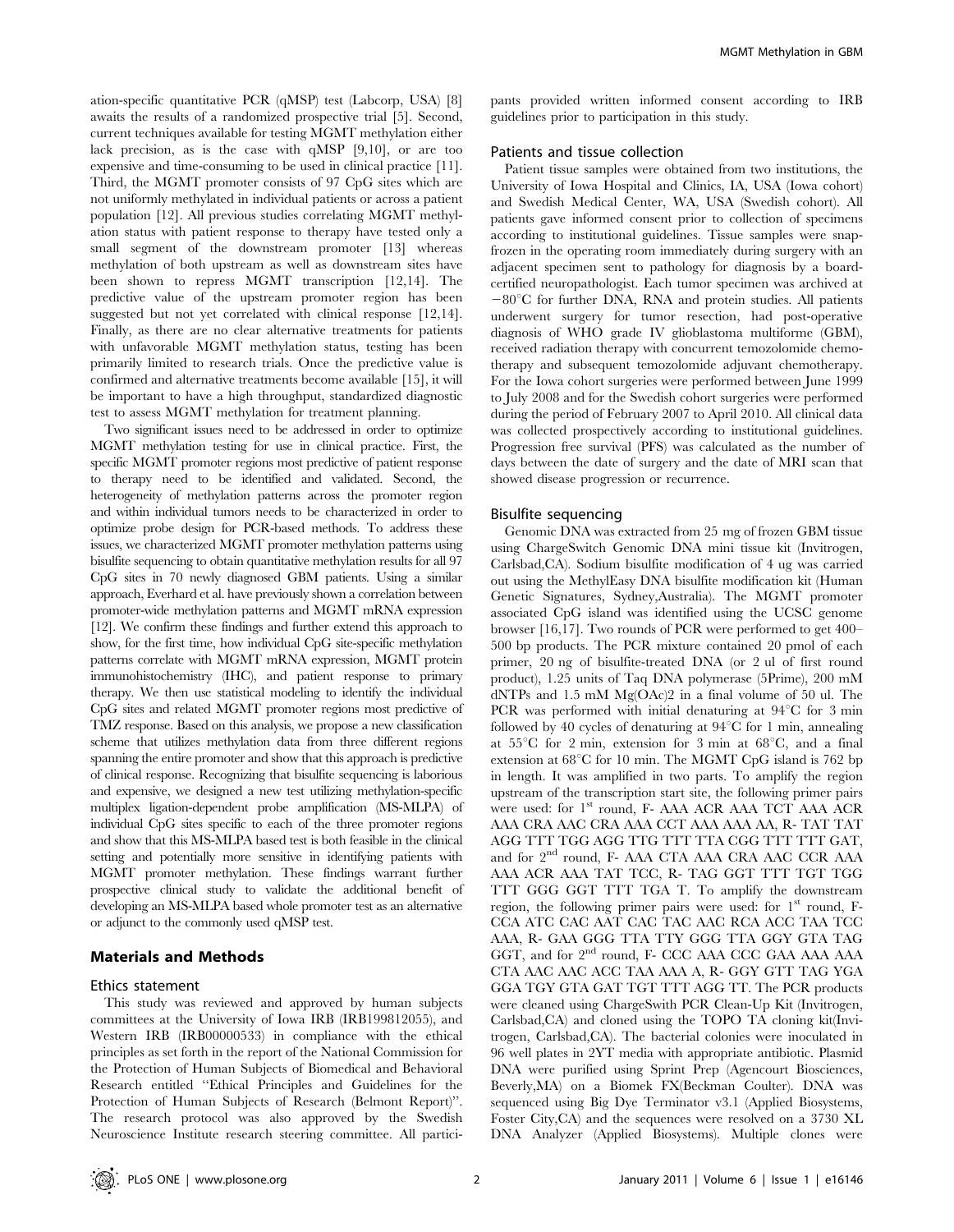ation-specific quantitative PCR (qMSP) test (Labcorp, USA) [8] awaits the results of a randomized prospective trial [5]. Second, current techniques available for testing MGMT methylation either lack precision, as is the case with qMSP [9,10], or are too expensive and time-consuming to be used in clinical practice [11]. Third, the MGMT promoter consists of 97 CpG sites which are not uniformly methylated in individual patients or across a patient population [12]. All previous studies correlating MGMT methylation status with patient response to therapy have tested only a small segment of the downstream promoter [13] whereas methylation of both upstream as well as downstream sites have been shown to repress MGMT transcription [12,14]. The predictive value of the upstream promoter region has been suggested but not yet correlated with clinical response [12,14]. Finally, as there are no clear alternative treatments for patients with unfavorable MGMT methylation status, testing has been primarily limited to research trials. Once the predictive value is confirmed and alternative treatments become available [15], it will be important to have a high throughput, standardized diagnostic test to assess MGMT methylation for treatment planning.

Two significant issues need to be addressed in order to optimize MGMT methylation testing for use in clinical practice. First, the specific MGMT promoter regions most predictive of patient response to therapy need to be identified and validated. Second, the heterogeneity of methylation patterns across the promoter region and within individual tumors needs to be characterized in order to optimize probe design for PCR-based methods. To address these issues, we characterized MGMT promoter methylation patterns using bisulfite sequencing to obtain quantitative methylation results for all 97 CpG sites in 70 newly diagnosed GBM patients. Using a similar approach, Everhard et al. have previously shown a correlation between promoter-wide methylation patterns and MGMT mRNA expression [12]. We confirm these findings and further extend this approach to show, for the first time, how individual CpG site-specific methylation patterns correlate with MGMT mRNA expression, MGMT protein immunohistochemistry (IHC), and patient response to primary therapy. We then use statistical modeling to identify the individual CpG sites and related MGMT promoter regions most predictive of TMZ response. Based on this analysis, we propose a new classification scheme that utilizes methylation data from three different regions spanning the entire promoter and show that this approach is predictive of clinical response. Recognizing that bisulfite sequencing is laborious and expensive, we designed a new test utilizing methylation-specific multiplex ligation-dependent probe amplification (MS-MLPA) of individual CpG sites specific to each of the three promoter regions and show that this MS-MLPA based test is both feasible in the clinical setting and potentially more sensitive in identifying patients with MGMT promoter methylation. These findings warrant further prospective clinical study to validate the additional benefit of developing an MS-MLPA based whole promoter test as an alternative or adjunct to the commonly used qMSP test.

## Materials and Methods

### Ethics statement

This study was reviewed and approved by human subjects committees at the University of Iowa IRB (IRB199812055), and Western IRB (IRB00000533) in compliance with the ethical principles as set forth in the report of the National Commission for the Protection of Human Subjects of Biomedical and Behavioral Research entitled "Ethical Principles and Guidelines for the Protection of Human Subjects of Research (Belmont Report)". The research protocol was also approved by the Swedish Neuroscience Institute research steering committee. All participants provided written informed consent according to IRB guidelines prior to participation in this study.

### Patients and tissue collection

Patient tissue samples were obtained from two institutions, the University of Iowa Hospital and Clinics, IA, USA (Iowa cohort) and Swedish Medical Center, WA, USA (Swedish cohort). All patients gave informed consent prior to collection of specimens according to institutional guidelines. Tissue samples were snap-frozen in the operating room immediately during surgery with an adjacent specimen sent to pathology for diagnosis by a board-certified neuropathologist. Each tumor specimen was archived at $-80^{\circ}$C for further DNA, RNA and protein studies. All patients underwent surgery for tumor resection, had post-operative diagnosis of WHO grade IV glioblastoma multiforme (GBM), received radiation therapy with concurrent temozolomide chemotherapy and subsequent temozolomide adjuvant chemotherapy. For the Iowa cohort surgeries were performed between June 1999 to July 2008 and for the Swedish cohort surgeries were performed during the period of February 2007 to April 2010. All clinical data was collected prospectively according to institutional guidelines. Progression free survival (PFS) was calculated as the number of days between the date of surgery and the date of MRI scan that showed disease progression or recurrence.

### Bisulfite sequencing

Genomic DNA was extracted from 25 mg of frozen GBM tissue using ChargeSwitch Genomic DNA mini tissue kit (Invitrogen, Carlsbad,CA). Sodium bisulfite modification of 4 ug was carried out using the MethylEasy DNA bisulfite modification kit (Human Genetic Signatures, Sydney,Australia). The MGMT promoter associated CpG island was identified using the UCSC genome browser [16,17]. Two rounds of PCR were performed to get 400–500 bp products. The PCR mixture contained 20 pmol of each primer, 20 ng of bisulfite-treated DNA (or 2 ul of first round product), 1.25 units of Taq DNA polymerase (5Prime), 200 mM dNTPs and 1.5 mM $Mg(OAc)_2$ in a final volume of 50 ul. The PCR was performed with initial denaturing at $94^{\circ}$C for 3 min followed by 40 cycles of denaturing at $94^{\circ}$C for 1 min, annealing at $55^{\circ}$C for 2 min, extension for 3 min at $68^{\circ}$C, and a final extension at $68^{\circ}$C for 10 min. The MGMT CpG island is 762 bp in length. It was amplified in two parts. To amplify the region upstream of the transcription start site, the following primer pairs were used: for 1st round, F- AAA ACR AAA TCT AAA ACR AAA CRA AAC CRA AAA CCT AAA AAA AA, R- TAT TAT AGG TTT TGG AGG TTG TTT TTA CGG TTT TTT GAT, and for 2nd round, F- AAA CTA AAA CRA AAC CCR AAA AAA ACR AAA TAT TCC, R- TAG GGT TTT TGT TGG TTT GGG GGT TTT TGA T. To amplify the downstream region, the following primer pairs were used: for 1st round, F- CCA ATC CAC AAT CAC TAC AAC RCA ACC TAA TCC AAA, R- GAA GGG TTA TTY GGG TTA GGY GTA TAG GGT, and for 2nd round, F- CCC AAA CCC GAA AAA AAA CTA AAC AAC ACC TAA AAA A, R- GGY GTT TAG YGA GGA TGY GTA GAT TGT TTT AGG TT. The PCR products were cleaned using ChargeSwith PCR Clean-Up Kit (Invitrogen, Carlsbad,CA) and cloned using the TOPO TA cloning kit(Invitrogen, Carlsbad,CA). The bacterial colonies were inoculated in 96 well plates in 2YT media with appropriate antibiotic. Plasmid DNA were purified using Sprint Prep (Agencourt Biosciences, Beverly,MA) on a Biomek FX(Beckman Coulter). DNA was sequenced using Big Dye Terminator v3.1 (Applied Biosystems, Foster City,CA) and the sequences were resolved on a 3730 XL DNA Analyzer (Applied Biosystems). Multiple clones were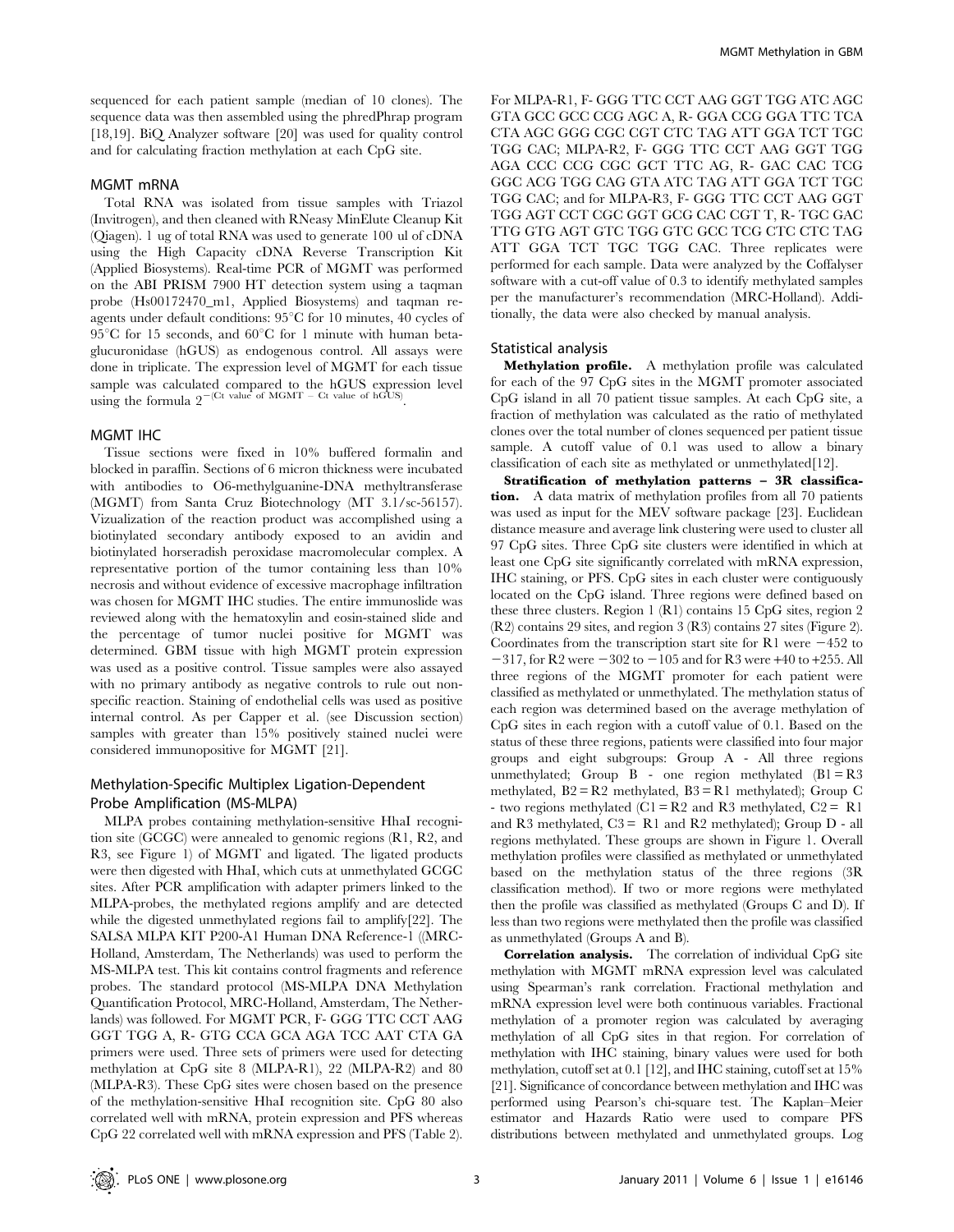sequenced for each patient sample (median of 10 clones). The sequence data was then assembled using the phredPhrap program [18,19]. BiQ Analyzer software [20] was used for quality control and for calculating fraction methylation at each CpG site.

### MGMT mRNA

Total RNA was isolated from tissue samples with Triazol (Invitrogen), and then cleaned with RNeasy MinElute Cleanup Kit (Qiagen). 1 ug of total RNA was used to generate 100 ul of cDNA using the High Capacity cDNA Reverse Transcription Kit (Applied Biosystems). Real-time PCR of MGMT was performed on the ABI PRISM 7900 HT detection system using a taqman probe (Hs00172470_m1, Applied Biosystems) and taqman reagents under default conditions: 95°C for 10 minutes, 40 cycles of 95°C for 15 seconds, and 60°C for 1 minute with human beta-glucuronidase (hGUS) as endogenous control. All assays were done in triplicate. The expression level of MGMT for each tissue sample was calculated compared to the hGUS expression level using the formula $2^{-(\text{Ct value of MGMT} - \text{Ct value of hGUS})}$.

### MGMT IHC

Tissue sections were fixed in 10% buffered formalin and blocked in paraffin. Sections of 6 micron thickness were incubated with antibodies to O6-methylguanine-DNA methyltransferase (MGMT) from Santa Cruz Biotechnology (MT 3.1/sc-56157). Vizualization of the reaction product was accomplished using a biotinylated secondary antibody exposed to an avidin and biotinylated horseradish peroxidase macromolecular complex. A representative portion of the tumor containing less than 10% necrosis and without evidence of excessive macrophage infiltration was chosen for MGMT IHC studies. The entire immunoslide was reviewed along with the hematoxylin and eosin-stained slide and the percentage of tumor nuclei positive for MGMT was determined. GBM tissue with high MGMT protein expression was used as a positive control. Tissue samples were also assayed with no primary antibody as negative controls to rule out non-specific reaction. Staining of endothelial cells was used as positive internal control. As per Capper et al. (see Discussion section) samples with greater than 15% positively stained nuclei were considered immunopositive for MGMT [21].

### Methylation-Specific Multiplex Ligation-Dependent Probe Amplification (MS-MLPA)

MLPA probes containing methylation-sensitive HhaI recognition site (GCGC) were annealed to genomic regions (R1, R2, and R3, see Figure 1) of MGMT and ligated. The ligated products were then digested with HhaI, which cuts at unmethylated GCGC sites. After PCR amplification with adapter primers linked to the MLPA-probes, the methylated regions amplify and are detected while the digested unmethylated regions fail to amplify[22]. The SALSA MLPA KIT P200-A1 Human DNA Reference-1 ((MRC-Holland, Amsterdam, The Netherlands) was used to perform the MS-MLPA test. This kit contains control fragments and reference probes. The standard protocol (MS-MLPA DNA Methylation Quantification Protocol, MRC-Holland, Amsterdam, The Netherlands) was followed. For MGMT PCR, F- GGG TTC CCT AAG GGT TGG A, R- GTG CCA GCA AGA TCC AAT CTA GA primers were used. Three sets of primers were used for detecting methylation at CpG site 8 (MLPA-R1), 22 (MLPA-R2) and 80 (MLPA-R3). These CpG sites were chosen based on the presence of the methylation-sensitive HhaI recognition site. CpG 80 also correlated well with mRNA, protein expression and PFS whereas CpG 22 correlated well with mRNA expression and PFS (Table 2). For MLPA-R1, F- GGG TTC CCT AAG GGT TGG ATC AGC GTA GCC GCC CCG AGC A, R- GGA CCG GGA TTC TCA CTA AGC GGG CGC CGT CTC TAG ATT GGA TCT TGC TGG CAC; MLPA-R2, F- GGG TTC CCT AAG GGT TGG AGA CCC CCG CGC GCT TTC AG, R- GAC CAC TCG GGC ACG TGG CAG GTA ATC TAG ATT GGA TCT TGC TGG CAC; and for MLPA-R3, F- GGG TTC CCT AAG GGT TGG AGT CCT CGC GGT GCG CAC CGT T, R- TGC GAC TTG GTG AGT GTC TGG GTC GCC TCG CTC CTC TAG ATT GGA TCT TGC TGG CAC. Three replicates were performed for each sample. Data were analyzed by the Coffalyser software with a cut-off value of 0.3 to identify methylated samples per the manufacturer's recommendation (MRC-Holland). Additionally, the data were also checked by manual analysis.

### Statistical analysis

**Methylation profile.** A methylation profile was calculated for each of the 97 CpG sites in the MGMT promoter associated CpG island in all 70 patient tissue samples. At each CpG site, a fraction of methylation was calculated as the ratio of methylated clones over the total number of clones sequenced per patient tissue sample. A cutoff value of 0.1 was used to allow a binary classification of each site as methylated or unmethylated[12].

**Stratification of methylation patterns – 3R classification.** A data matrix of methylation profiles from all 70 patients was used as input for the MEV software package [23]. Euclidean distance measure and average link clustering were used to cluster all 97 CpG sites. Three CpG site clusters were identified in which at least one CpG site significantly correlated with mRNA expression, IHC staining, or PFS. CpG sites in each cluster were contiguously located on the CpG island. Three regions were defined based on these three clusters. Region 1 (R1) contains 15 CpG sites, region 2 (R2) contains 29 sites, and region 3 (R3) contains 27 sites (Figure 2). Coordinates from the transcription start site for R1 were −452 to −317, for R2 were −302 to −105 and for R3 were +40 to +255. All three regions of the MGMT promoter for each patient were classified as methylated or unmethylated. The methylation status of each region was determined based on the average methylation of CpG sites in each region with a cutoff value of 0.1. Based on the status of these three regions, patients were classified into four major groups and eight subgroups: Group A - All three regions unmethylated; Group B - one region methylated (B1 = R3 methylated, B2 = R2 methylated, B3 = R1 methylated); Group C - two regions methylated (C1 = R2 and R3 methylated, C2 = R1 and R3 methylated, C3 = R1 and R2 methylated); Group D - all regions methylated. These groups are shown in Figure 1. Overall methylation profiles were classified as methylated or unmethylated based on the methylation status of the three regions (3R classification method). If two or more regions were methylated then the profile was classified as methylated (Groups C and D). If less than two regions were methylated then the profile was classified as unmethylated (Groups A and B).

**Correlation analysis.** The correlation of individual CpG site methylation with MGMT mRNA expression level was calculated using Spearman's rank correlation. Fractional methylation and mRNA expression level were both continuous variables. Fractional methylation of a promoter region was calculated by averaging methylation of all CpG sites in that region. For correlation of methylation with IHC staining, binary values were used for both methylation, cutoff set at 0.1 [12], and IHC staining, cutoff set at 15% [21]. Significance of concordance between methylation and IHC was performed using Pearson's chi-square test. The Kaplan–Meier estimator and Hazards Ratio were used to compare PFS distributions between methylated and unmethylated groups. Log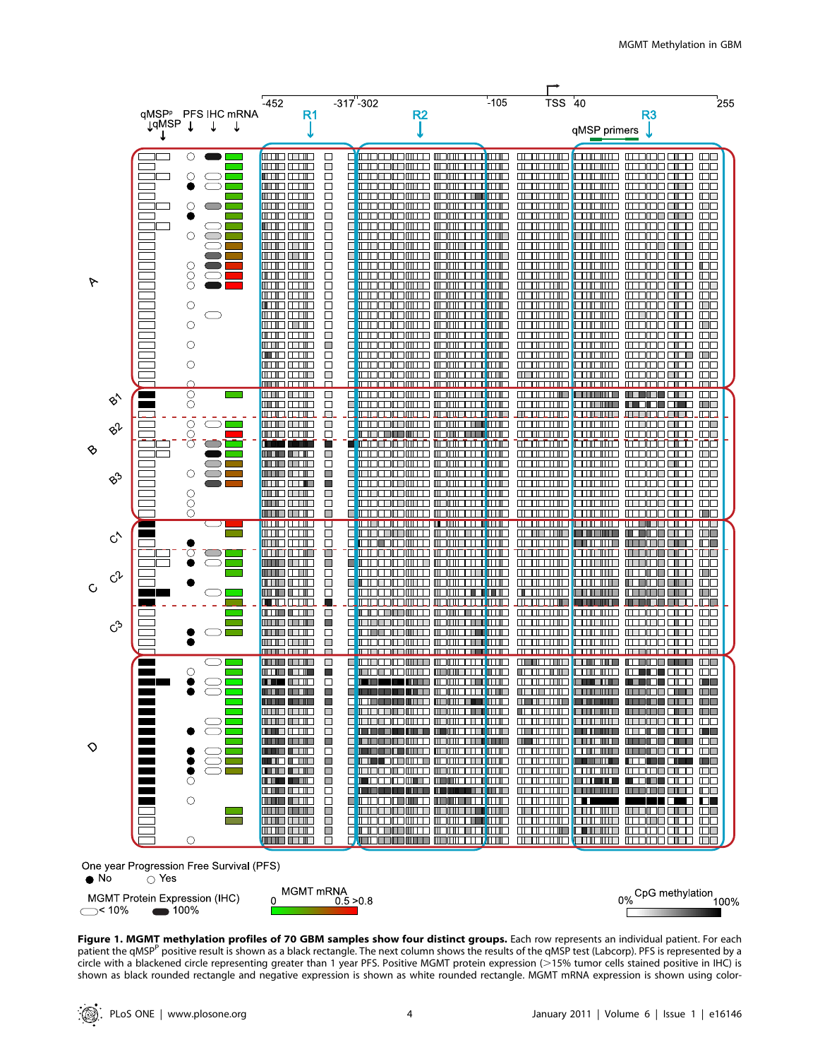**Figure 1. MGMT methylation profiles of 70 GBM samples show four distinct groups.** Each row represents an individual patient. For each patient the qMSP[P] positive result is shown as a black rectangle. The next column shows the results of the qMSP test (Labcorp). PFS is represented by a circle with a blackened circle representing greater than 1 year PFS. Positive MGMT protein expression (>15% tumor cells stained positive in IHC) is shown as black rounded rectangle and negative expression is shown as white rounded rectangle. MGMT mRNA expression is shown using color-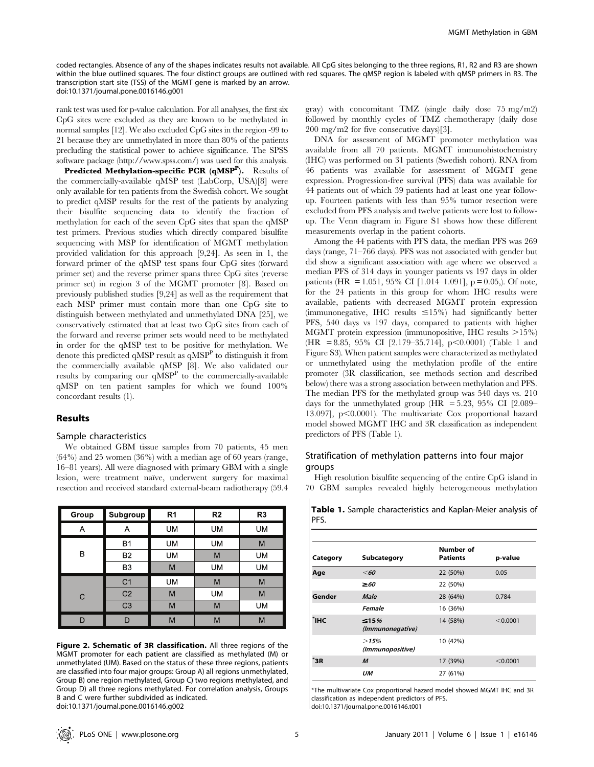coded rectangles. Absence of any of the shapes indicates results not available. All CpG sites belonging to the three regions, R1, R2 and R3 are shown within the blue outlined squares. The four distinct groups are outlined with red squares. The qMSP region is labeled with qMSP primers in R3. The transcription start site (TSS) of the MGMT gene is marked by an arrow.
doi:10.1371/journal.pone.0016146.g001

rank test was used for p-value calculation. For all analyses, the first six CpG sites were excluded as they are known to be methylated in normal samples [12]. We also excluded CpG sites in the region -99 to 21 because they are unmethylated in more than 80% of the patients precluding the statistical power to achieve significance. The SPSS software package (http://www.spss.com/) was used for this analysis.

**Predicted Methylation-specific PCR (qMSP$^P$).** Results of the commercially-available qMSP test (LabCorp, USA)[8] were only available for ten patients from the Swedish cohort. We sought to predict qMSP results for the rest of the patients by analyzing their bisulfite sequencing data to identify the fraction of methylation for each of the seven CpG sites that span the qMSP test primers. Previous studies which directly compared bisulfite sequencing with MSP for identification of MGMT methylation provided validation for this approach [9,24]. As seen in 1, the forward primer of the qMSP test spans four CpG sites (forward primer set) and the reverse primer spans three CpG sites (reverse primer set) in region 3 of the MGMT promoter [8]. Based on previously published studies [9,24] as well as the requirement that each MSP primer must contain more than one CpG site to distinguish between methylated and unmethylated DNA [25], we conservatively estimated that at least two CpG sites from each of the forward and reverse primer sets would need to be methylated in order for the qMSP test to be positive for methylation. We denote this predicted qMSP result as qMSP$^P$ to distinguish it from the commercially available qMSP [8]. We also validated our results by comparing our qMSP$^P$ to the commercially-available qMSP on ten patient samples for which we found 100% concordant results (1).

## Results

### Sample characteristics

We obtained GBM tissue samples from 70 patients, 45 men (64%) and 25 women (36%) with a median age of 60 years (range, 16–81 years). All were diagnosed with primary GBM with a single lesion, were treatment naïve, underwent surgery for maximal resection and received standard external-beam radiotherapy (59.4 gray) with concomitant TMZ (single daily dose 75 mg/m2) followed by monthly cycles of TMZ chemotherapy (daily dose 200 mg/m2 for five consecutive days)[3].

DNA for assessment of MGMT promoter methylation was available from all 70 patients. MGMT immunohistochemistry (IHC) was performed on 31 patients (Swedish cohort). RNA from 46 patients was available for assessment of MGMT gene expression. Progression-free survival (PFS) data was available for 44 patients out of which 39 patients had at least one year follow-up. Fourteen patients with less than 95% tumor resection were excluded from PFS analysis and twelve patients were lost to follow-up. The Venn diagram in Figure S1 shows how these different measurements overlap in the patient cohorts.

Among the 44 patients with PFS data, the median PFS was 269 days (range, 71–766 days). PFS was not associated with gender but did show a significant association with age where we observed a median PFS of 314 days in younger patients vs 197 days in older patients (HR = 1.051, 95% CI [1.014–1.091], p = 0.05,). Of note, for the 24 patients in this group for whom IHC results were available, patients with decreased MGMT protein expression (immunonegative, IHC results ≤15%) had significantly better PFS, 540 days vs 197 days, compared to patients with higher MGMT protein expression (immunopositive, IHC results >15%) (HR = 8.85, 95% CI [2.179–35.714], p<0.0001) (Table 1 and Figure S3). When patient samples were characterized as methylated or unmethylated using the methylation profile of the entire promoter (3R classification, see methods section and described below) there was a strong association between methylation and PFS. The median PFS for the methylated group was 540 days vs. 210 days for the unmethylated group (HR = 5.23, 95% CI [2.089–13.097], p<0.0001). The multivariate Cox proportional hazard model showed MGMT IHC and 3R classification as independent predictors of PFS (Table 1).

### Stratification of methylation patterns into four major groups

High resolution bisulfite sequencing of the entire CpG island in 70 GBM samples revealed highly heterogeneous methylation

| Group | Subgroup | R1 | R2 | R3 |
|---|---|---|---|---|
| A | A | UM | UM | UM |
| B | B1 | UM | UM | M |
| | B2 | UM | M | UM |
| | B3 | M | UM | UM |
| C | C1 | UM | M | M |
| | C2 | M | UM | M |
| | C3 | M | M | UM |
| D | D | M | M | M |

**Figure 2. Schematic of 3R classification.** All three regions of the MGMT promoter for each patient are classified as methylated (M) or unmethylated (UM). Based on the status of these three regions, patients are classified into four major groups: Group A) all regions unmethylated, Group B) one region methylated, Group C) two regions methylated, and Group D) all three regions methylated. For correlation analysis, Groups B and C were further subdivided as indicated.
doi:10.1371/journal.pone.0016146.g002

**Table 1.** Sample characteristics and Kaplan-Meier analysis of PFS.

| Category | Subcategory | Number of Patients | p-value |
|---|---|---|---|
| **Age** | *<60* | 22 (50%) | 0.05 |
| | *≥60* | 22 (50%) | |
| **Gender** | *Male* | 28 (64%) | 0.784 |
| | *Female* | 16 (36%) | |
| ***IHC** | *≤15% (Immunonegative)* | 14 (58%) | <0.0001 |
| | *>15% (Immunopositive)* | 10 (42%) | |
| ***3R** | *M* | 17 (39%) | <0.0001 |
| | *UM* | 27 (61%) | |

*The multivariate Cox proportional hazard model showed MGMT IHC and 3R classification as independent predictors of PFS.
doi:10.1371/journal.pone.0016146.t001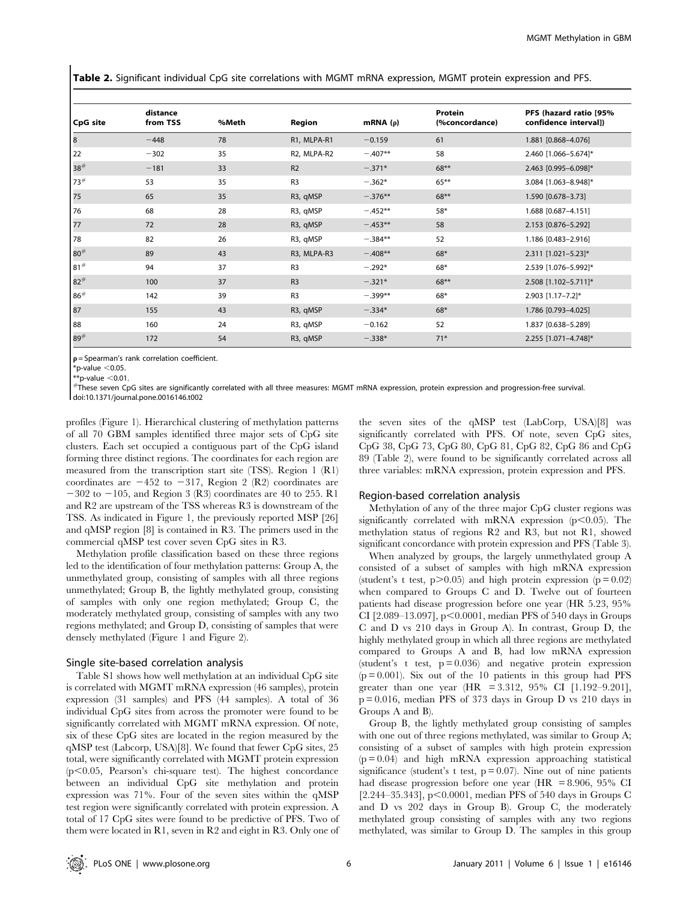**Table 2.** Significant individual CpG site correlations with MGMT mRNA expression, MGMT protein expression and PFS.

| CpG site | distance from TSS | %Meth | Region | mRNA (ρ) | Protein (%concordance) | PFS (hazard ratio [95% confidence interval]) |
|---|---|---|---|---|---|---|
| 8 | −448 | 78 | R1, MLPA-R1 | −0.159 | 61 | 1.881 [0.868–4.076] |
| 22 | −302 | 35 | R2, MLPA-R2 | −.407** | 58 | 2.460 [1.066–5.674]* |
| 38# | −181 | 33 | R2 | −.371* | 68** | 2.463 [0.995–6.098]* |
| 73# | 53 | 35 | R3 | −.362* | 65** | 3.084 [1.063–8.948]* |
| 75 | 65 | 35 | R3, qMSP | −.376** | 68** | 1.590 [0.678–3.73] |
| 76 | 68 | 28 | R3, qMSP | −.452** | 58* | 1.688 [0.687–4.151] |
| 77 | 72 | 28 | R3, qMSP | −.453** | 58 | 2.153 [0.876–5.292] |
| 78 | 82 | 26 | R3, qMSP | −.384** | 52 | 1.186 [0.483–2.916] |
| 80# | 89 | 43 | R3, MLPA-R3 | −.408** | 68* | 2.311 [1.021–5.23]* |
| 81# | 94 | 37 | R3 | −.292* | 68* | 2.539 [1.076–5.992]* |
| 82# | 100 | 37 | R3 | −.321* | 68** | 2.508 [1.102–5.711]* |
| 86# | 142 | 39 | R3 | −.399** | 68* | 2.903 [1.17–7.2]* |
| 87 | 155 | 43 | R3, qMSP | −.334* | 68* | 1.786 [0.793–4.025] |
| 88 | 160 | 24 | R3, qMSP | −0.162 | 52 | 1.837 [0.638–5.289] |
| 89# | 172 | 54 | R3, qMSP | −.338* | 71* | 2.255 [1.071–4.748]* |

ρ = Spearman's rank correlation coefficient.
*p-value <0.05.
**p-value <0.01.
#These seven CpG sites are significantly correlated with all three measures: MGMT mRNA expression, protein expression and progression-free survival.
doi:10.1371/journal.pone.0016146.t002

profiles (Figure 1). Hierarchical clustering of methylation patterns of all 70 GBM samples identified three major sets of CpG site clusters. Each set occupied a contiguous part of the CpG island forming three distinct regions. The coordinates for each region are measured from the transcription start site (TSS). Region 1 (R1) coordinates are −452 to −317, Region 2 (R2) coordinates are −302 to −105, and Region 3 (R3) coordinates are 40 to 255. R1 and R2 are upstream of the TSS whereas R3 is downstream of the TSS. As indicated in Figure 1, the previously reported MSP [26] and qMSP region [8] is contained in R3. The primers used in the commercial qMSP test cover seven CpG sites in R3.

Methylation profile classification based on these three regions led to the identification of four methylation patterns: Group A, the unmethylated group, consisting of samples with all three regions unmethylated; Group B, the lightly methylated group, consisting of samples with only one region methylated; Group C, the moderately methylated group, consisting of samples with any two regions methylated; and Group D, consisting of samples that were densely methylated (Figure 1 and Figure 2).

### Single site-based correlation analysis

Table S1 shows how well methylation at an individual CpG site is correlated with MGMT mRNA expression (46 samples), protein expression (31 samples) and PFS (44 samples). A total of 36 individual CpG sites from across the promoter were found to be significantly correlated with MGMT mRNA expression. Of note, six of these CpG sites are located in the region measured by the qMSP test (Labcorp, USA)[8]. We found that fewer CpG sites, 25 total, were significantly correlated with MGMT protein expression ($p<0.05$, Pearson's chi-square test). The highest concordance between an individual CpG site methylation and protein expression was 71%. Four of the seven sites within the qMSP test region were significantly correlated with protein expression. A total of 17 CpG sites were found to be predictive of PFS. Two of them were located in R1, seven in R2 and eight in R3. Only one of the seven sites of the qMSP test (LabCorp, USA)[8] was significantly correlated with PFS. Of note, seven CpG sites, CpG 38, CpG 73, CpG 80, CpG 81, CpG 82, CpG 86 and CpG 89 (Table 2), were found to be significantly correlated across all three variables: mRNA expression, protein expression and PFS.

### Region-based correlation analysis

Methylation of any of the three major CpG cluster regions was significantly correlated with mRNA expression ($p<0.05$). The methylation status of regions R2 and R3, but not R1, showed significant concordance with protein expression and PFS (Table 3).

When analyzed by groups, the largely unmethylated group A consisted of a subset of samples with high mRNA expression (student's t test, $p>0.05$) and high protein expression ($p = 0.02$) when compared to Groups C and D. Twelve out of fourteen patients had disease progression before one year (HR 5.23, 95% CI [2.089–13.097], $p<0.0001$, median PFS of 540 days in Groups C and D vs 210 days in Group A). In contrast, Group D, the highly methylated group in which all three regions are methylated compared to Groups A and B, had low mRNA expression (student's t test, $p = 0.036$) and negative protein expression ($p = 0.001$). Six out of the 10 patients in this group had PFS greater than one year (HR = 3.312, 95% CI [1.192–9.201], $p = 0.016$, median PFS of 373 days in Group D vs 210 days in Groups A and B).

Group B, the lightly methylated group consisting of samples with one out of three regions methylated, was similar to Group A; consisting of a subset of samples with high protein expression ($p = 0.04$) and high mRNA expression approaching statistical significance (student's t test, $p = 0.07$). Nine out of nine patients had disease progression before one year (HR = 8.906, 95% CI [2.244–35.343], $p<0.0001$, median PFS of 540 days in Groups C and D vs 202 days in Group B). Group C, the moderately methylated group consisting of samples with any two regions methylated, was similar to Group D. The samples in this group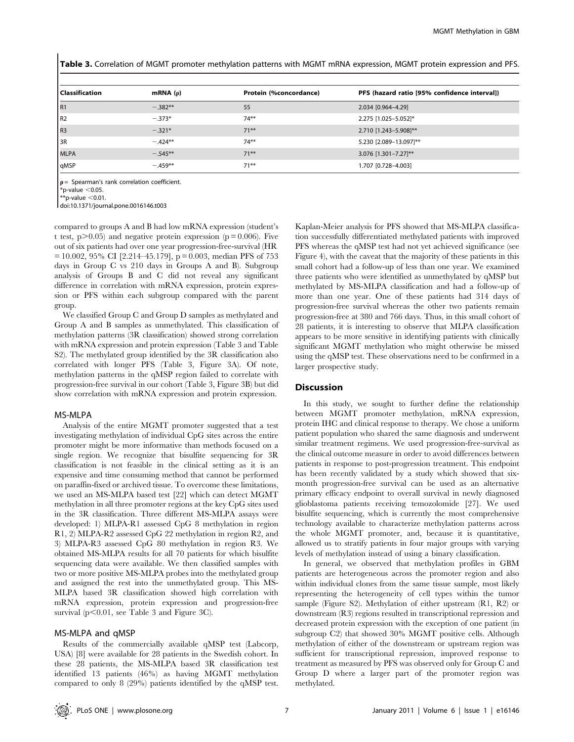**Table 3.** Correlation of MGMT promoter methylation patterns with MGMT mRNA expression, MGMT protein expression and PFS.

| Classification | mRNA (ρ) | Protein (%concordance) | PFS (hazard ratio [95% confidence interval]) |
|---|---|---|---|
| R1 | −.382** | 55 | 2.034 [0.964–4.29] |
| R2 | −.373* | 74** | 2.275 [1.025–5.052]* |
| R3 | −.321* | 71** | 2.710 [1.243–5.908]** |
| 3R | −.424** | 74** | 5.230 [2.089–13.097]** |
| MLPA | −.545** | 71** | 3.076 [1.301–7.27]** |
| qMSP | −.459** | 71** | 1.707 [0.728–4.003] |

ρ = Spearman's rank correlation coefficient.
*p-value <0.05.
**p-value <0.01.
doi:10.1371/journal.pone.0016146.t003

compared to groups A and B had low mRNA expression (student's t test, $p > 0.05$) and negative protein expression ($p = 0.006$). Five out of six patients had over one year progression-free-survival (HR = 10.002, 95% CI [2.214–45.179], $p = 0.003$, median PFS of 753 days in Group C vs 210 days in Groups A and B). Subgroup analysis of Groups B and C did not reveal any significant difference in correlation with mRNA expression, protein expression or PFS within each subgroup compared with the parent group.

We classified Group C and Group D samples as methylated and Group A and B samples as unmethylated. This classification of methylation patterns (3R classification) showed strong correlation with mRNA expression and protein expression (Table 3 and Table S2). The methylated group identified by the 3R classification also correlated with longer PFS (Table 3, Figure 3A). Of note, methylation patterns in the qMSP region failed to correlate with progression-free survival in our cohort (Table 3, Figure 3B) but did show correlation with mRNA expression and protein expression.

### MS-MLPA

Analysis of the entire MGMT promoter suggested that a test investigating methylation of individual CpG sites across the entire promoter might be more informative than methods focused on a single region. We recognize that bisulfite sequencing for 3R classification is not feasible in the clinical setting as it is an expensive and time consuming method that cannot be performed on paraffin-fixed or archived tissue. To overcome these limitations, we used an MS-MLPA based test [22] which can detect MGMT methylation in all three promoter regions at the key CpG sites used in the 3R classification. Three different MS-MLPA assays were developed: 1) MLPA-R1 assessed CpG 8 methylation in region R1, 2) MLPA-R2 assessed CpG 22 methylation in region R2, and 3) MLPA-R3 assessed CpG 80 methylation in region R3. We obtained MS-MLPA results for all 70 patients for which bisulfite sequencing data were available. We then classified samples with two or more positive MS-MLPA probes into the methylated group and assigned the rest into the unmethylated group. This MS-MLPA based 3R classification showed high correlation with mRNA expression, protein expression and progression-free survival ($p < 0.01$, see Table 3 and Figure 3C).

### MS-MLPA and qMSP

Results of the commercially available qMSP test (Labcorp, USA) [8] were available for 28 patients in the Swedish cohort. In these 28 patients, the MS-MLPA based 3R classification test identified 13 patients (46%) as having MGMT methylation compared to only 8 (29%) patients identified by the qMSP test. Kaplan-Meier analysis for PFS showed that MS-MLPA classification successfully differentiated methylated patients with improved PFS whereas the qMSP test had not yet achieved significance (see Figure 4), with the caveat that the majority of these patients in this small cohort had a follow-up of less than one year. We examined three patients who were identified as unmethylated by qMSP but methylated by MS-MLPA classification and had a follow-up of more than one year. One of these patients had 314 days of progression-free survival whereas the other two patients remain progression-free at 380 and 766 days. Thus, in this small cohort of 28 patients, it is interesting to observe that MLPA classification appears to be more sensitive in identifying patients with clinically significant MGMT methylation who might otherwise be missed using the qMSP test. These observations need to be confirmed in a larger prospective study.

## Discussion

In this study, we sought to further define the relationship between MGMT promoter methylation, mRNA expression, protein IHC and clinical response to therapy. We chose a uniform patient population who shared the same diagnosis and underwent similar treatment regimens. We used progression-free-survival as the clinical outcome measure in order to avoid differences between patients in response to post-progression treatment. This endpoint has been recently validated by a study which showed that six-month progression-free survival can be used as an alternative primary efficacy endpoint to overall survival in newly diagnosed glioblastoma patients receiving temozolomide [27]. We used bisulfite sequencing, which is currently the most comprehensive technology available to characterize methylation patterns across the whole MGMT promoter, and, because it is quantitative, allowed us to stratify patients in four major groups with varying levels of methylation instead of using a binary classification.

In general, we observed that methylation profiles in GBM patients are heterogeneous across the promoter region and also within individual clones from the same tissue sample, most likely representing the heterogeneity of cell types within the tumor sample (Figure S2). Methylation of either upstream (R1, R2) or downstream (R3) regions resulted in transcriptional repression and decreased protein expression with the exception of one patient (in subgroup C2) that showed 30% MGMT positive cells. Although methylation of either of the downstream or upstream region was sufficient for transcriptional repression, improved response to treatment as measured by PFS was observed only for Group C and Group D where a larger part of the promoter region was methylated.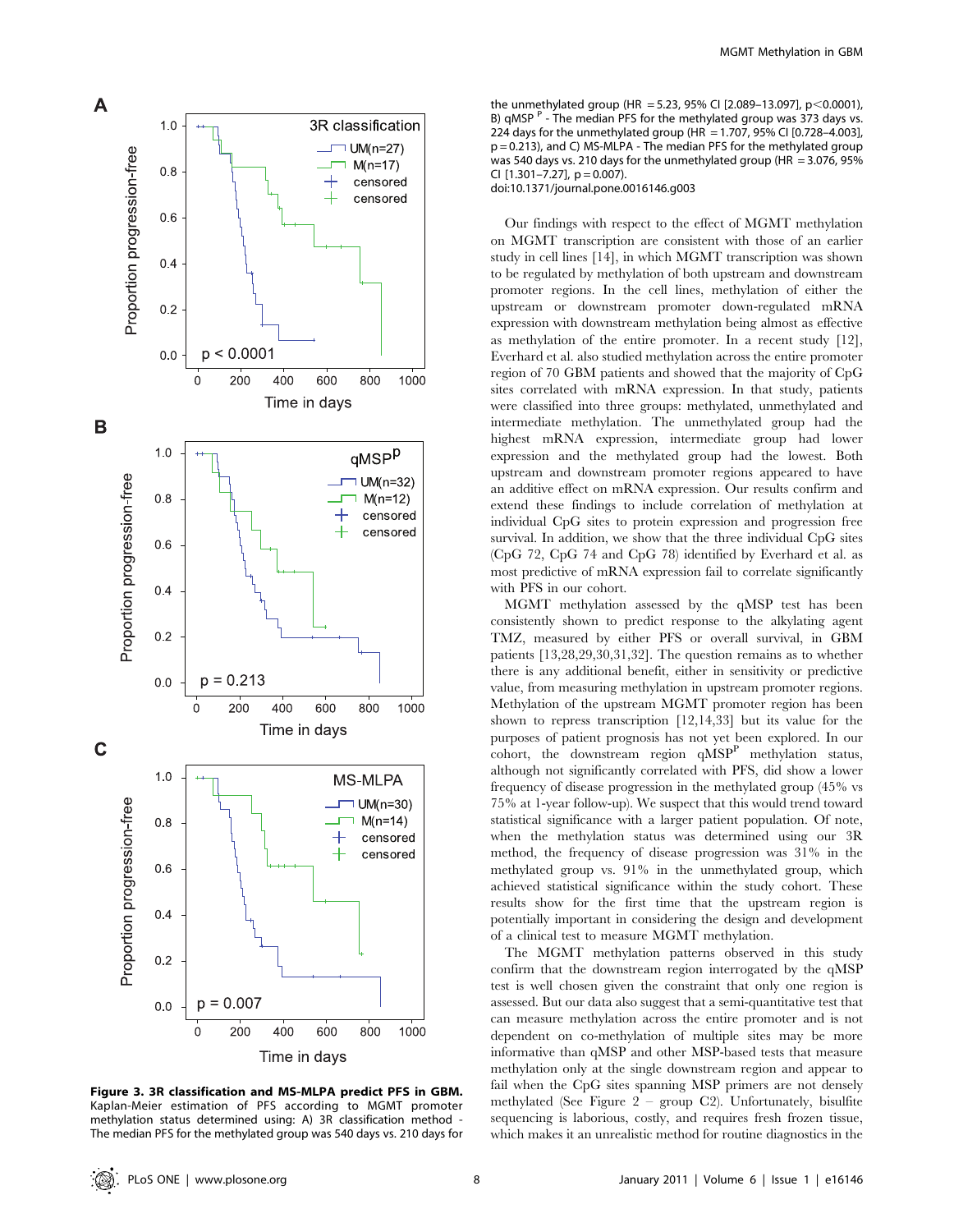**Figure 3. 3R classification and MS-MLPA predict PFS in GBM.** Kaplan-Meier estimation of PFS according to MGMT promoter methylation status determined using: A) 3R classification method - The median PFS for the methylated group was 540 days vs. 210 days for the unmethylated group (HR = 5.23, 95% CI [2.089–13.097], $p<0.0001$), B) qMSP [P] - The median PFS for the methylated group was 373 days vs. 224 days for the unmethylated group (HR = 1.707, 95% CI [0.728–4.003], $p = 0.213$), and C) MS-MLPA - The median PFS for the methylated group was 540 days vs. 210 days for the unmethylated group (HR = 3.076, 95% CI [1.301–7.27], $p = 0.007$).
doi:10.1371/journal.pone.0016146.g003

Our findings with respect to the effect of MGMT methylation on MGMT transcription are consistent with those of an earlier study in cell lines [14], in which MGMT transcription was shown to be regulated by methylation of both upstream and downstream promoter regions. In the cell lines, methylation of either the upstream or downstream promoter down-regulated mRNA expression with downstream methylation being almost as effective as methylation of the entire promoter. In a recent study [12], Everhard et al. also studied methylation across the entire promoter region of 70 GBM patients and showed that the majority of CpG sites correlated with mRNA expression. In that study, patients were classified into three groups: methylated, unmethylated and intermediate methylation. The unmethylated group had the highest mRNA expression, intermediate group had lower expression and the methylated group had the lowest. Both upstream and downstream promoter regions appeared to have an additive effect on mRNA expression. Our results confirm and extend these findings to include correlation of methylation at individual CpG sites to protein expression and progression free survival. In addition, we show that the three individual CpG sites (CpG 72, CpG 74 and CpG 78) identified by Everhard et al. as most predictive of mRNA expression fail to correlate significantly with PFS in our cohort.

MGMT methylation assessed by the qMSP test has been consistently shown to predict response to the alkylating agent TMZ, measured by either PFS or overall survival, in GBM patients [13,28,29,30,31,32]. The question remains as to whether there is any additional benefit, either in sensitivity or predictive value, from measuring methylation in upstream promoter regions. Methylation of the upstream MGMT promoter region has been shown to repress transcription [12,14,33] but its value for the purposes of patient prognosis has not yet been explored. In our cohort, the downstream region qMSP[P] methylation status, although not significantly correlated with PFS, did show a lower frequency of disease progression in the methylated group (45% vs 75% at 1-year follow-up). We suspect that this would trend toward statistical significance with a larger patient population. Of note, when the methylation status was determined using our 3R method, the frequency of disease progression was 31% in the methylated group vs. 91% in the unmethylated group, which achieved statistical significance within the study cohort. These results show for the first time that the upstream region is potentially important in considering the design and development of a clinical test to measure MGMT methylation.

The MGMT methylation patterns observed in this study confirm that the downstream region interrogated by the qMSP test is well chosen given the constraint that only one region is assessed. But our data also suggest that a semi-quantitative test that can measure methylation across the entire promoter and is not dependent on co-methylation of multiple sites may be more informative than qMSP and other MSP-based tests that measure methylation only at the single downstream region and appear to fail when the CpG sites spanning MSP primers are not densely methylated (See Figure 2 – group C2). Unfortunately, bisulfite sequencing is laborious, costly, and requires fresh frozen tissue, which makes it an unrealistic method for routine diagnostics in the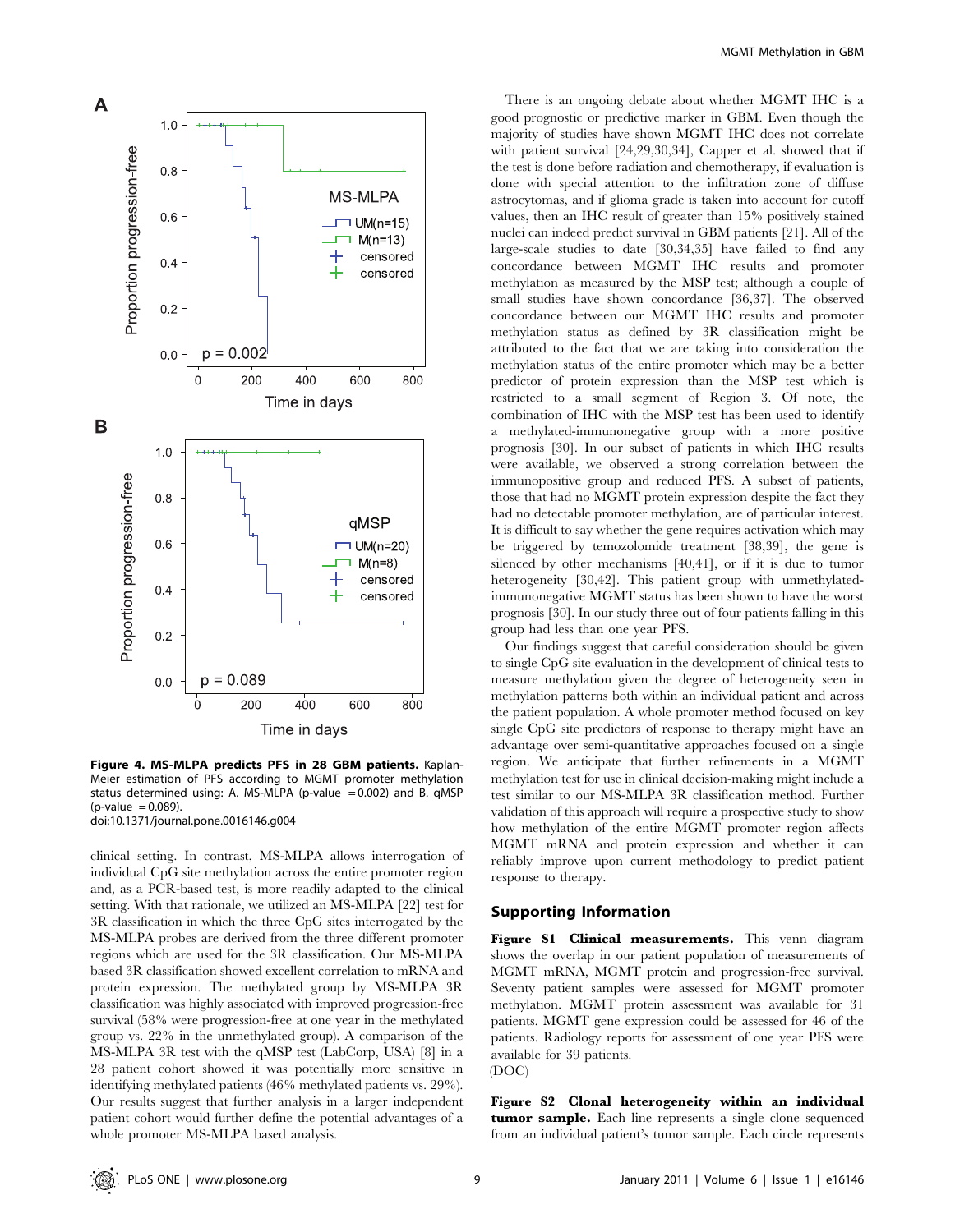**Figure 4. MS-MLPA predicts PFS in 28 GBM patients.** Kaplan-Meier estimation of PFS according to MGMT promoter methylation status determined using: A. MS-MLPA (p-value = 0.002) and B. qMSP (p-value = 0.089).
doi:10.1371/journal.pone.0016146.g004

clinical setting. In contrast, MS-MLPA allows interrogation of individual CpG site methylation across the entire promoter region and, as a PCR-based test, is more readily adapted to the clinical setting. With that rationale, we utilized an MS-MLPA [22] test for 3R classification in which the three CpG sites interrogated by the MS-MLPA probes are derived from the three different promoter regions which are used for the 3R classification. Our MS-MLPA based 3R classification showed excellent correlation to mRNA and protein expression. The methylated group by MS-MLPA 3R classification was highly associated with improved progression-free survival (58% were progression-free at one year in the methylated group vs. 22% in the unmethylated group). A comparison of the MS-MLPA 3R test with the qMSP test (LabCorp, USA) [8] in a 28 patient cohort showed it was potentially more sensitive in identifying methylated patients (46% methylated patients vs. 29%). Our results suggest that further analysis in a larger independent patient cohort would further define the potential advantages of a whole promoter MS-MLPA based analysis.

There is an ongoing debate about whether MGMT IHC is a good prognostic or predictive marker in GBM. Even though the majority of studies have shown MGMT IHC does not correlate with patient survival [24,29,30,34], Capper et al. showed that if the test is done before radiation and chemotherapy, if evaluation is done with special attention to the infiltration zone of diffuse astrocytomas, and if glioma grade is taken into account for cutoff values, then an IHC result of greater than 15% positively stained nuclei can indeed predict survival in GBM patients [21]. All of the large-scale studies to date [30,34,35] have failed to find any concordance between MGMT IHC results and promoter methylation as measured by the MSP test; although a couple of small studies have shown concordance [36,37]. The observed concordance between our MGMT IHC results and promoter methylation status as defined by 3R classification might be attributed to the fact that we are taking into consideration the methylation status of the entire promoter which may be a better predictor of protein expression than the MSP test which is restricted to a small segment of Region 3. Of note, the combination of IHC with the MSP test has been used to identify a methylated-immunonegative group with a more positive prognosis [30]. In our subset of patients in which IHC results were available, we observed a strong correlation between the immunopositive group and reduced PFS. A subset of patients, those that had no MGMT protein expression despite the fact they had no detectable promoter methylation, are of particular interest. It is difficult to say whether the gene requires activation which may be triggered by temozolomide treatment [38,39], the gene is silenced by other mechanisms [40,41], or if it is due to tumor heterogeneity [30,42]. This patient group with unmethylated-immunonegative MGMT status has been shown to have the worst prognosis [30]. In our study three out of four patients falling in this group had less than one year PFS.

Our findings suggest that careful consideration should be given to single CpG site evaluation in the development of clinical tests to measure methylation given the degree of heterogeneity seen in methylation patterns both within an individual patient and across the patient population. A whole promoter method focused on key single CpG site predictors of response to therapy might have an advantage over semi-quantitative approaches focused on a single region. We anticipate that further refinements in a MGMT methylation test for use in clinical decision-making might include a test similar to our MS-MLPA 3R classification method. Further validation of this approach will require a prospective study to show how methylation of the entire MGMT promoter region affects MGMT mRNA and protein expression and whether it can reliably improve upon current methodology to predict patient response to therapy.

## Supporting Information

**Figure S1 Clinical measurements.** This venn diagram shows the overlap in our patient population of measurements of MGMT mRNA, MGMT protein and progression-free survival. Seventy patient samples were assessed for MGMT promoter methylation. MGMT protein assessment was available for 31 patients. MGMT gene expression could be assessed for 46 of the patients. Radiology reports for assessment of one year PFS were available for 39 patients.
(DOC)

**Figure S2 Clonal heterogeneity within an individual tumor sample.** Each line represents a single clone sequenced from an individual patient's tumor sample. Each circle represents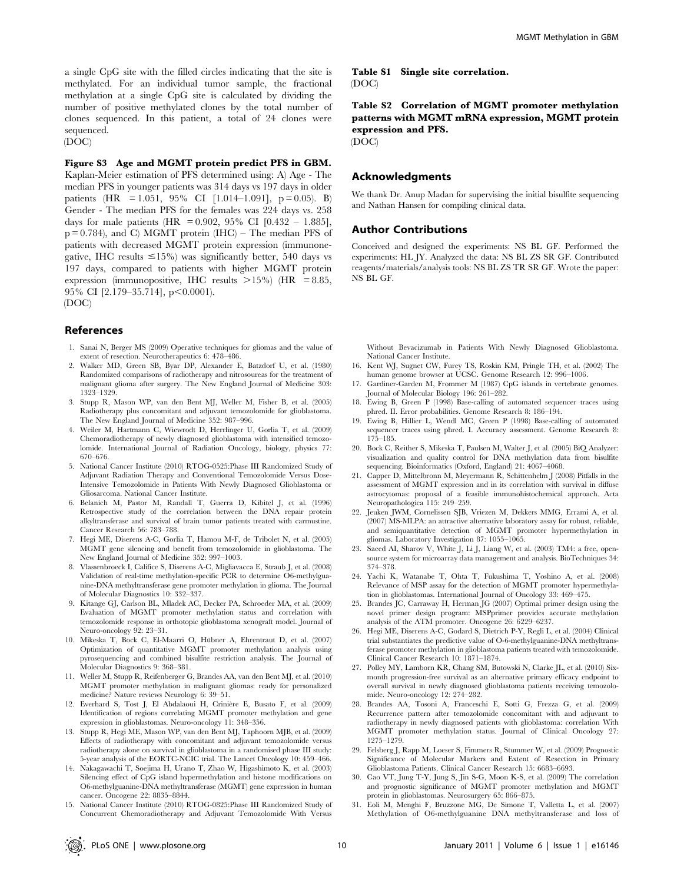a single CpG site with the filled circles indicating that the site is methylated. For an individual tumor sample, the fractional methylation at a single CpG site is calculated by dividing the number of positive methylated clones by the total number of clones sequenced. In this patient, a total of 24 clones were sequenced.
(DOC)

**Figure S3 Age and MGMT protein predict PFS in GBM.** Kaplan-Meier estimation of PFS determined using: A) Age - The median PFS in younger patients was 314 days vs 197 days in older patients (HR = 1.051, 95% CI [1.014–1.091], p = 0.05). B) Gender - The median PFS for the females was 224 days vs. 258 days for male patients (HR = 0.902, 95% CI [0.432 – 1.885], p = 0.784), and C) MGMT protein (IHC) – The median PFS of patients with decreased MGMT protein expression (immunonegative, IHC results ≤15%) was significantly better, 540 days vs 197 days, compared to patients with higher MGMT protein expression (immunopositive, IHC results >15%) (HR = 8.85, 95% CI [2.179–35.714], p<0.0001).
(DOC)

**Table S1 Single site correlation.**
(DOC)

**Table S2 Correlation of MGMT promoter methylation patterns with MGMT mRNA expression, MGMT protein expression and PFS.**
(DOC)

## Acknowledgments

We thank Dr. Anup Madan for supervising the initial bisulfite sequencing and Nathan Hansen for compiling clinical data.

## Author Contributions

Conceived and designed the experiments: NS BL GF. Performed the experiments: HL JY. Analyzed the data: NS BL ZS SR GF. Contributed reagents/materials/analysis tools: NS BL ZS TR SR GF. Wrote the paper: NS BL GF.

## References

1. Sanai N, Berger MS (2009) Operative techniques for gliomas and the value of extent of resection. Neurotherapeutics 6: 478–486.
2. Walker MD, Green SB, Byar DP, Alexander E, Batzdorf U, et al. (1980) Randomized comparisons of radiotherapy and nitrosoureas for the treatment of malignant glioma after surgery. The New England Journal of Medicine 303: 1323–1329.
3. Stupp R, Mason WP, van den Bent MJ, Weller M, Fisher B, et al. (2005) Radiotherapy plus concomitant and adjuvant temozolomide for glioblastoma. The New England Journal of Medicine 352: 987–996.
4. Weiler M, Hartmann C, Wiewrodt D, Herrlinger U, Gorlia T, et al. (2009) Chemoradiotherapy of newly diagnosed glioblastoma with intensified temozolomide. International Journal of Radiation Oncology, biology, physics 77: 670–676.
5. National Cancer Institute (2010) RTOG-0525:Phase III Randomized Study of Adjuvant Radiation Therapy and Conventional Temozolomide Versus Dose-Intensive Temozolomide in Patients With Newly Diagnosed Glioblastoma or Gliosarcoma. National Cancer Institute.
6. Belanich M, Pastor M, Randall T, Guerra D, Kibitel J, et al. (1996) Retrospective study of the correlation between the DNA repair protein alkyltransferase and survival of brain tumor patients treated with carmustine. Cancer Research 56: 783–788.
7. Hegi ME, Diserens A-C, Gorlia T, Hamou M-F, de Tribolet N, et al. (2005) MGMT gene silencing and benefit from temozolomide in glioblastoma. The New England Journal of Medicine 352: 997–1003.
8. Vlassenbroeck I, Califice S, Diserens A-C, Migliavacca E, Straub J, et al. (2008) Validation of real-time methylation-specific PCR to determine O6-methylguanine-DNA methyltransferase gene promoter methylation in glioma. The Journal of Molecular Diagnostics 10: 332–337.
9. Kitange GJ, Carlson BL, Mladek AC, Decker PA, Schroeder MA, et al. (2009) Evaluation of MGMT promoter methylation status and correlation with temozolomide response in orthotopic glioblastoma xenograft model. Journal of Neuro-oncology 92: 23–31.
10. Mikeska T, Bock C, El-Maarri O, Hübner A, Ehrentraut D, et al. (2007) Optimization of quantitative MGMT promoter methylation analysis using pyrosequencing and combined bisulfite restriction analysis. The Journal of Molecular Diagnostics 9: 368–381.
11. Weller M, Stupp R, Reifenberger G, Brandes AA, van den Bent MJ, et al. (2010) MGMT promoter methylation in malignant gliomas: ready for personalized medicine? Nature reviews Neurology 6: 39–51.
12. Everhard S, Tost J, El Abdalaoui H, Crinière E, Busato F, et al. (2009) Identification of regions correlating MGMT promoter methylation and gene expression in glioblastomas. Neuro-oncology 11: 348–356.
13. Stupp R, Hegi ME, Mason WP, van den Bent MJ, Taphoorn MJB, et al. (2009) Effects of radiotherapy with concomitant and adjuvant temozolomide versus radiotherapy alone on survival in glioblastoma in a randomised phase III study: 5-year analysis of the EORTC-NCIC trial. The Lancet Oncology 10: 459–466.
14. Nakagawachi T, Soejima H, Urano T, Zhao W, Higashimoto K, et al. (2003) Silencing effect of CpG island hypermethylation and histone modifications on O6-methylguanine-DNA methyltransferase (MGMT) gene expression in human cancer. Oncogene 22: 8835–8844.
15. National Cancer Institute (2010) RTOG-0825:Phase III Randomized Study of Concurrent Chemoradiotherapy and Adjuvant Temozolomide With Versus Without Bevacizumab in Patients With Newly Diagnosed Glioblastoma. National Cancer Institute.
16. Kent WJ, Sugnet CW, Furey TS, Roskin KM, Pringle TH, et al. (2002) The human genome browser at UCSC. Genome Research 12: 996–1006.
17. Gardiner-Garden M, Frommer M (1987) CpG islands in vertebrate genomes. Journal of Molecular Biology 196: 261–282.
18. Ewing B, Green P (1998) Base-calling of automated sequencer traces using phred. II. Error probabilities. Genome Research 8: 186–194.
19. Ewing B, Hillier L, Wendl MC, Green P (1998) Base-calling of automated sequencer traces using phred. I. Accuracy assessment. Genome Research 8: 175–185.
20. Bock C, Reither S, Mikeska T, Paulsen M, Walter J, et al. (2005) BiQ Analyzer: visualization and quality control for DNA methylation data from bisulfite sequencing. Bioinformatics (Oxford, England) 21: 4067–4068.
21. Capper D, Mittelbronn M, Meyermann R, Schittenhelm J (2008) Pitfalls in the assessment of MGMT expression and in its correlation with survival in diffuse astrocytomas: proposal of a feasible immunohistochemical approach. Acta Neuropathologica 115: 249–259.
22. Jeuken JWM, Cornelissen SJB, Vriezen M, Dekkers MMG, Errami A, et al. (2007) MS-MLPA: an attractive alternative laboratory assay for robust, reliable, and semiquantitative detection of MGMT promoter hypermethylation in gliomas. Laboratory Investigation 87: 1055–1065.
23. Saeed AI, Sharov V, White J, Li J, Liang W, et al. (2003) TM4: a free, open-source system for microarray data management and analysis. BioTechniques 34: 374–378.
24. Yachi K, Watanabe T, Ohta T, Fukushima T, Yoshino A, et al. (2008) Relevance of MSP assay for the detection of MGMT promoter hypermethylation in glioblastomas. International Journal of Oncology 33: 469–475.
25. Brandes JC, Carraway H, Herman JG (2007) Optimal primer design using the novel primer design program: MSPprimer provides accurate methylation analysis of the ATM promoter. Oncogene 26: 6229–6237.
26. Hegi ME, Diserens A-C, Godard S, Dietrich P-Y, Regli L, et al. (2004) Clinical trial substantiates the predictive value of O-6-methylguanine-DNA methyltransferase promoter methylation in glioblastoma patients treated with temozolomide. Clinical Cancer Research 10: 1871–1874.
27. Polley MY, Lamborn KR, Chang SM, Butowski N, Clarke JL, et al. (2010) Six-month progression-free survival as an alternative primary efficacy endpoint to overall survival in newly diagnosed glioblastoma patients receiving temozolomide. Neuro-oncology 12: 274–282.
28. Brandes AA, Tosoni A, Franceschi E, Sotti G, Frezza G, et al. (2009) Recurrence pattern after temozolomide concomitant with and adjuvant to radiotherapy in newly diagnosed patients with glioblastoma: correlation With MGMT promoter methylation status. Journal of Clinical Oncology 27: 1275–1279.
29. Felsberg J, Rapp M, Loeser S, Fimmers R, Stummer W, et al. (2009) Prognostic Significance of Molecular Markers and Extent of Resection in Primary Glioblastoma Patients. Clinical Cancer Research 15: 6683–6693.
30. Cao VT, Jung T-Y, Jung S, Jin S-G, Moon K-S, et al. (2009) The correlation and prognostic significance of MGMT promoter methylation and MGMT protein in glioblastomas. Neurosurgery 65: 866–875.
31. Eoli M, Menghi F, Bruzzone MG, De Simone T, Valletta L, et al. (2007) Methylation of O6-methylguanine DNA methyltransferase and loss of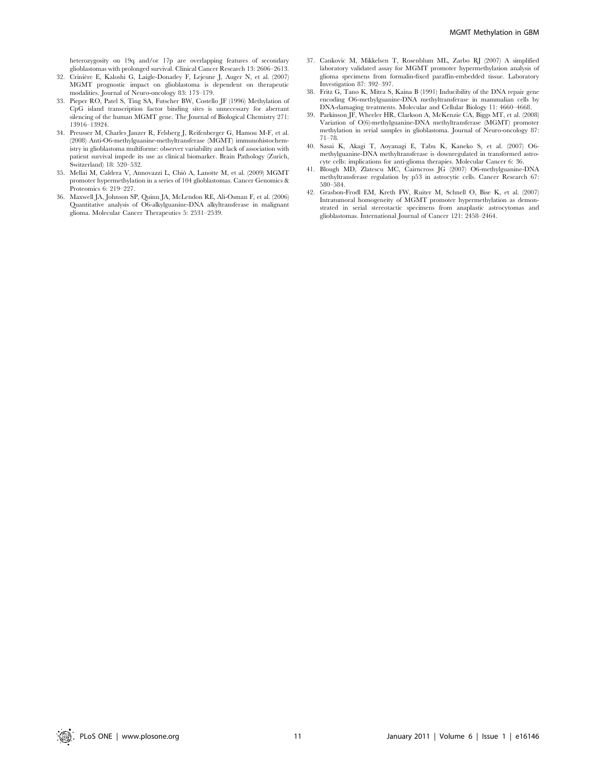heterozygosity on 19q and/or 17p are overlapping features of secondary glioblastomas with prolonged survival. Clinical Cancer Research 13: 2606–2613.

32. Crinière E, Kaloshi G, Laigle-Donadey F, Lejeune J, Auger N, et al. (2007) MGMT prognostic impact on glioblastoma is dependent on therapeutic modalities. Journal of Neuro-oncology 83: 173–179.
33. Pieper RO, Patel S, Ting SA, Futscher BW, Costello JF (1996) Methylation of CpG island transcription factor binding sites is unnecessary for aberrant silencing of the human MGMT gene. The Journal of Biological Chemistry 271: 13916–13924.
34. Preusser M, Charles Janzer R, Felsberg J, Reifenberger G, Hamou M-F, et al. (2008) Anti-O6-methylguanine-methyltransferase (MGMT) immunohistochemistry in glioblastoma multiforme: observer variability and lack of association with patient survival impede its use as clinical biomarker. Brain Pathology (Zurich, Switzerland) 18: 520–532.
35. Mellai M, Caldera V, Annovazzi L, Chiò A, Lanotte M, et al. (2009) MGMT promoter hypermethylation in a series of 104 glioblastomas. Cancer Genomics & Proteomics 6: 219–227.
36. Maxwell JA, Johnson SP, Quinn JA, McLendon RE, Ali-Osman F, et al. (2006) Quantitative analysis of O6-alkylguanine-DNA alkyltransferase in malignant glioma. Molecular Cancer Therapeutics 5: 2531–2539.
37. Cankovic M, Mikkelsen T, Rosenblum ML, Zarbo RJ (2007) A simplified laboratory validated assay for MGMT promoter hypermethylation analysis of glioma specimens from formalin-fixed paraffin-embedded tissue. Laboratory Investigation 87: 392–397.
38. Fritz G, Tano K, Mitra S, Kaina B (1991) Inducibility of the DNA repair gene encoding O6-methylguanine-DNA methyltransferase in mammalian cells by DNA-damaging treatments. Molecular and Cellular Biology 11: 4660–4668.
39. Parkinson JF, Wheeler HR, Clarkson A, McKenzie CA, Biggs MT, et al. (2008) Variation of O(6)-methylguanine-DNA methyltransferase (MGMT) promoter methylation in serial samples in glioblastoma. Journal of Neuro-oncology 87: 71–78.
40. Sasai K, Akagi T, Aoyanagi E, Tabu K, Kaneko S, et al. (2007) O6-methylguanine-DNA methyltransferase is downregulated in transformed astrocyte cells: implications for anti-glioma therapies. Molecular Cancer 6: 36.
41. Blough MD, Zlatescu MC, Cairncross JG (2007) O6-methylguanine-DNA methyltransferase regulation by p53 in astrocytic cells. Cancer Research 67: 580–584.
42. Grasbon-Frodl EM, Kreth FW, Ruiter M, Schnell O, Bise K, et al. (2007) Intratumoral homogeneity of MGMT promoter hypermethylation as demonstrated in serial stereotactic specimens from anaplastic astrocytomas and glioblastomas. International Journal of Cancer 121: 2458–2464.